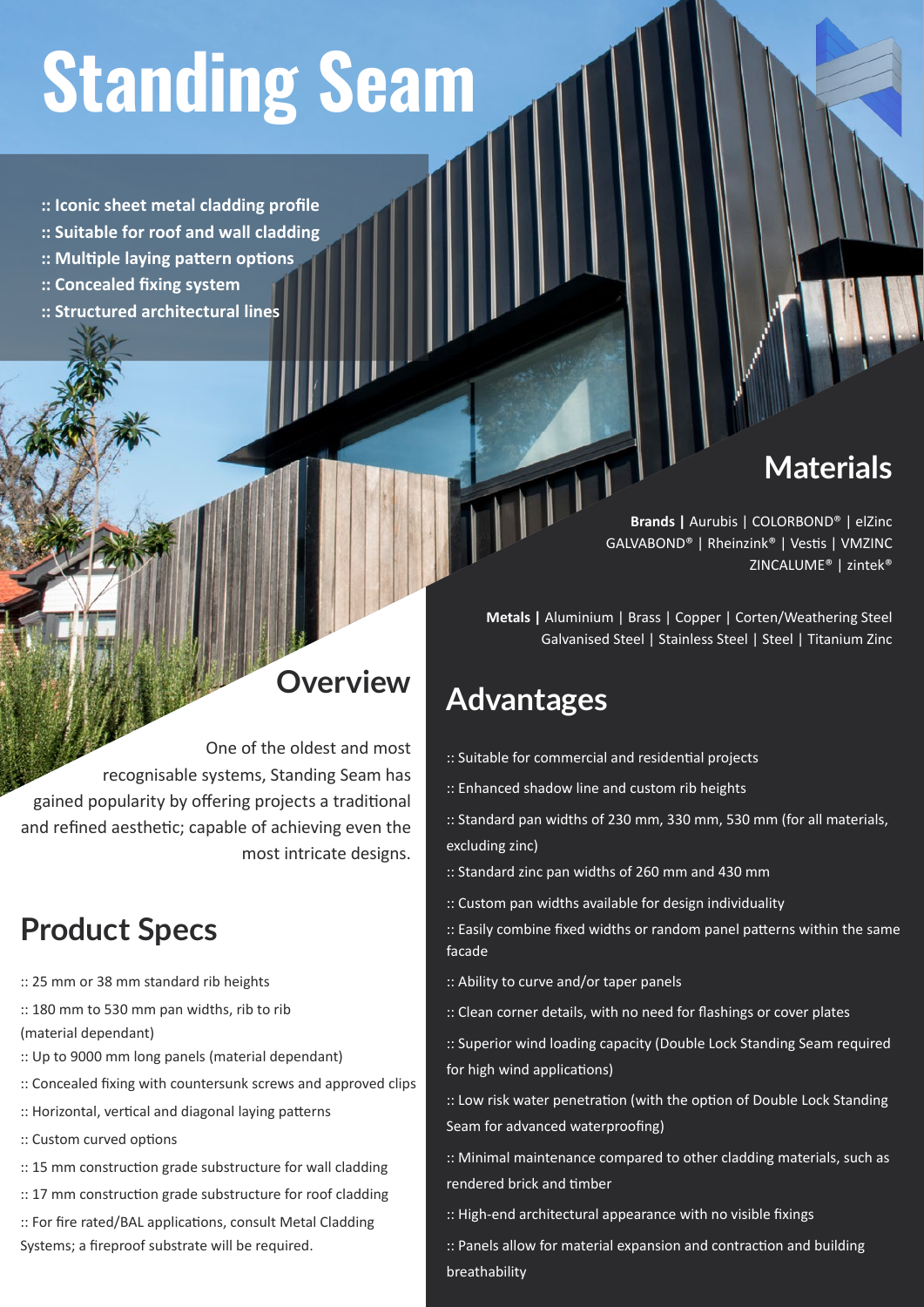# Standing Seam

:: Iconic sheet metal cladding profile
:: Suitable for roof and wall cladding
:: Multiple laying pattern options
:: Concealed fixing system
:: Structured architectural lines

## Overview

One of the oldest and most recognisable systems, Standing Seam has gained popularity by offering projects a traditional and refined aesthetic; capable of achieving even the most intricate designs.

## Product Specs

:: 25 mm or 38 mm standard rib heights

:: 180 mm to 530 mm pan widths, rib to rib (material dependant)

:: Up to 9000 mm long panels (material dependant)

:: Concealed fixing with countersunk screws and approved clips

:: Horizontal, vertical and diagonal laying patterns

:: Custom curved options

:: 15 mm construction grade substructure for wall cladding

:: 17 mm construction grade substructure for roof cladding

:: For fire rated/BAL applications, consult Metal Cladding Systems; a fireproof substrate will be required.

## Materials

**Brands |** Aurubis | COLORBOND® | elZinc GALVABOND® | Rheinzink® | Vestis | VMZINC ZINCALUME® | zintek®

**Metals |** Aluminium | Brass | Copper | Corten/Weathering Steel Galvanised Steel | Stainless Steel | Steel | Titanium Zinc

## Advantages

:: Suitable for commercial and residential projects

:: Enhanced shadow line and custom rib heights

:: Standard pan widths of 230 mm, 330 mm, 530 mm (for all materials, excluding zinc)

:: Standard zinc pan widths of 260 mm and 430 mm

:: Custom pan widths available for design individuality

:: Easily combine fixed widths or random panel patterns within the same facade

:: Ability to curve and/or taper panels

:: Clean corner details, with no need for flashings or cover plates

:: Superior wind loading capacity (Double Lock Standing Seam required for high wind applications)

:: Low risk water penetration (with the option of Double Lock Standing Seam for advanced waterproofing)

:: Minimal maintenance compared to other cladding materials, such as rendered brick and timber

:: High-end architectural appearance with no visible fixings

:: Panels allow for material expansion and contraction and building breathability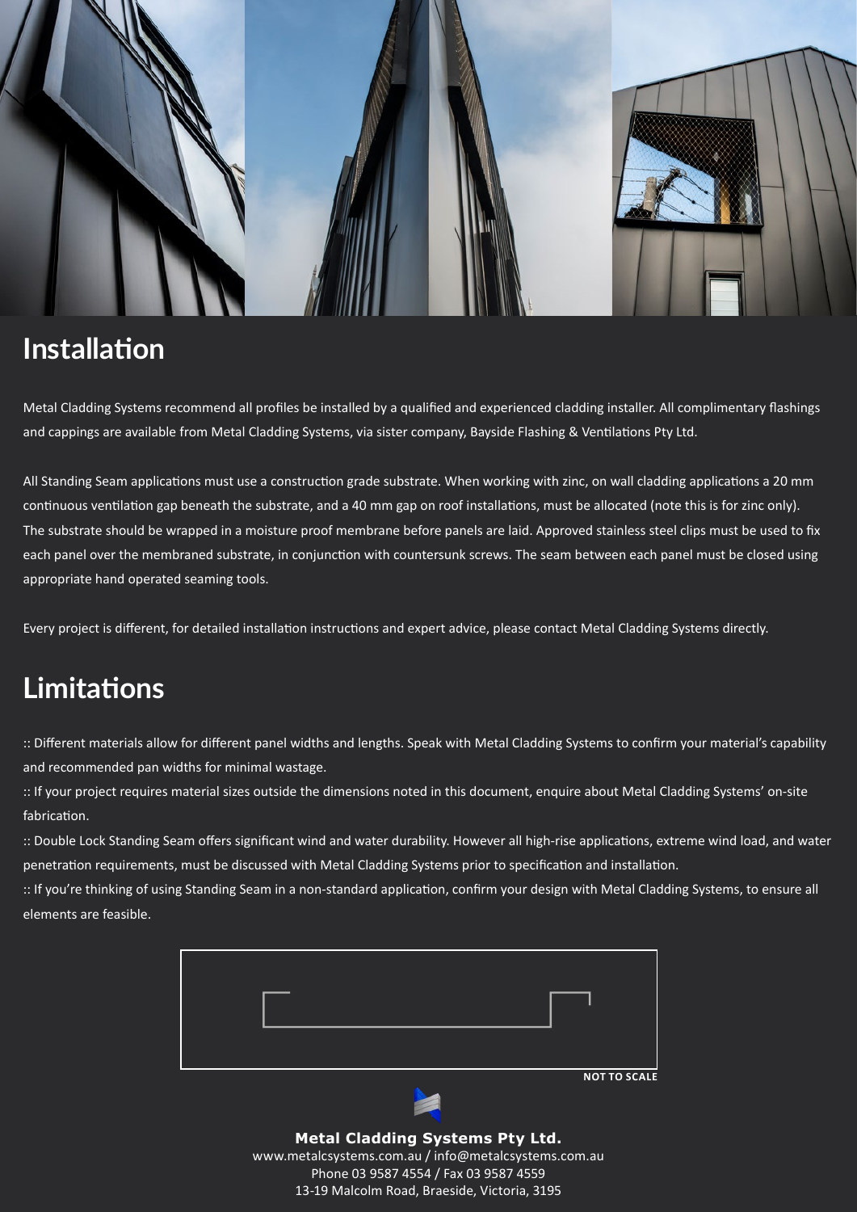## Installation

Metal Cladding Systems recommend all profiles be installed by a qualified and experienced cladding installer. All complimentary flashings and cappings are available from Metal Cladding Systems, via sister company, Bayside Flashing & Ventilations Pty Ltd.

All Standing Seam applications must use a construction grade substrate. When working with zinc, on wall cladding applications a 20 mm continuous ventilation gap beneath the substrate, and a 40 mm gap on roof installations, must be allocated (note this is for zinc only). The substrate should be wrapped in a moisture proof membrane before panels are laid. Approved stainless steel clips must be used to fix each panel over the membraned substrate, in conjunction with countersunk screws. The seam between each panel must be closed using appropriate hand operated seaming tools.

Every project is different, for detailed installation instructions and expert advice, please contact Metal Cladding Systems directly.

## Limitations

:: Different materials allow for different panel widths and lengths. Speak with Metal Cladding Systems to confirm your material's capability and recommended pan widths for minimal wastage.

:: If your project requires material sizes outside the dimensions noted in this document, enquire about Metal Cladding Systems' on-site fabrication.

:: Double Lock Standing Seam offers significant wind and water durability. However all high-rise applications, extreme wind load, and water penetration requirements, must be discussed with Metal Cladding Systems prior to specification and installation.

:: If you're thinking of using Standing Seam in a non-standard application, confirm your design with Metal Cladding Systems, to ensure all elements are feasible.

**NOT TO SCALE**

**Metal Cladding Systems Pty Ltd.**
www.metalcsystems.com.au / info@metalcsystems.com.au
Phone 03 9587 4554 / Fax 03 9587 4559
13-19 Malcolm Road, Braeside, Victoria, 3195